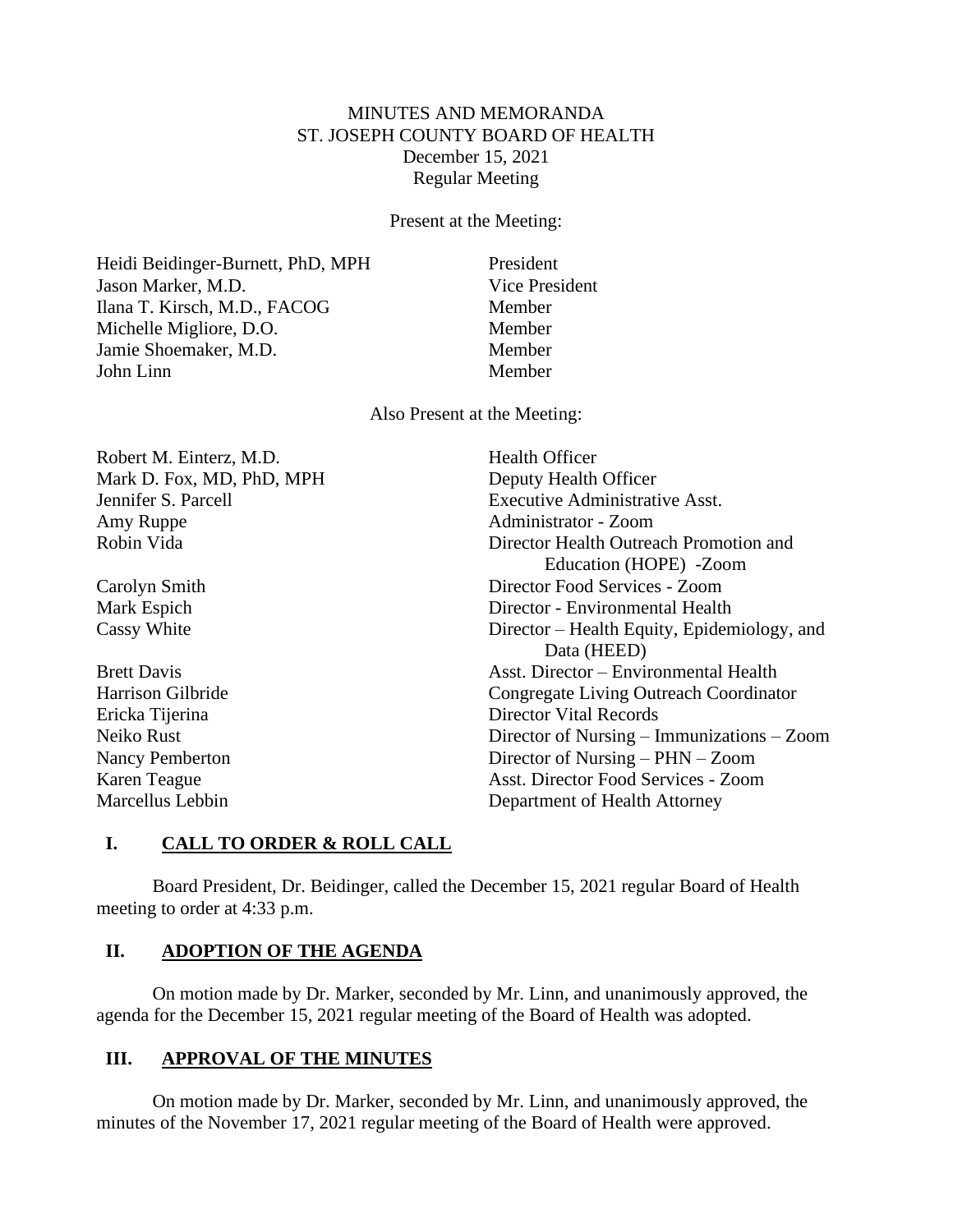# MINUTES AND MEMORANDA
# ST. JOSEPH COUNTY BOARD OF HEALTH
## December 15, 2021
## Regular Meeting

Present at the Meeting:

| | |
|---|---|
| Heidi Beidinger-Burnett, PhD, MPH | President |
| Jason Marker, M.D. | Vice President |
| Ilana T. Kirsch, M.D., FACOG | Member |
| Michelle Migliore, D.O. | Member |
| Jamie Shoemaker, M.D. | Member |
| John Linn | Member |

Also Present at the Meeting:

| | |
|---|---|
| Robert M. Einterz, M.D. | Health Officer |
| Mark D. Fox, MD, PhD, MPH | Deputy Health Officer |
| Jennifer S. Parcell | Executive Administrative Asst. |
| Amy Ruppe | Administrator - Zoom |
| Robin Vida | Director Health Outreach Promotion and Education (HOPE) -Zoom |
| Carolyn Smith | Director Food Services - Zoom |
| Mark Espich | Director - Environmental Health |
| Cassy White | Director – Health Equity, Epidemiology, and Data (HEED) |
| Brett Davis | Asst. Director – Environmental Health |
| Harrison Gilbride | Congregate Living Outreach Coordinator |
| Ericka Tijerina | Director Vital Records |
| Neiko Rust | Director of Nursing – Immunizations – Zoom |
| Nancy Pemberton | Director of Nursing – PHN – Zoom |
| Karen Teague | Asst. Director Food Services - Zoom |
| Marcellus Lebbin | Department of Health Attorney |

## I. **CALL TO ORDER & ROLL CALL**

Board President, Dr. Beidinger, called the December 15, 2021 regular Board of Health meeting to order at 4:33 p.m.

## II. **ADOPTION OF THE AGENDA**

On motion made by Dr. Marker, seconded by Mr. Linn, and unanimously approved, the agenda for the December 15, 2021 regular meeting of the Board of Health was adopted.

## III. **APPROVAL OF THE MINUTES**

On motion made by Dr. Marker, seconded by Mr. Linn, and unanimously approved, the minutes of the November 17, 2021 regular meeting of the Board of Health were approved.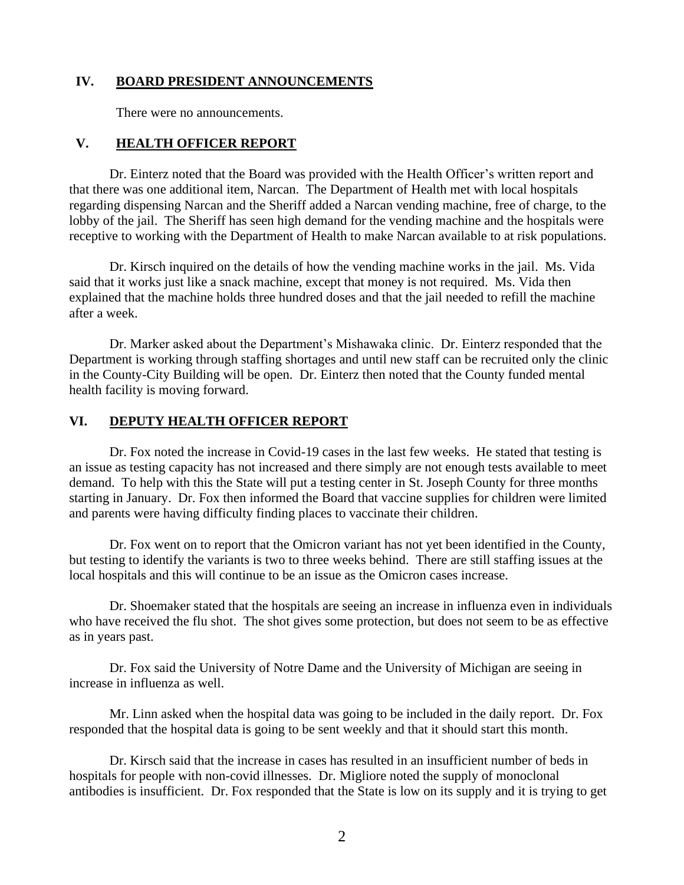## IV. BOARD PRESIDENT ANNOUNCEMENTS

There were no announcements.

## V. HEALTH OFFICER REPORT

Dr. Einterz noted that the Board was provided with the Health Officer's written report and that there was one additional item, Narcan. The Department of Health met with local hospitals regarding dispensing Narcan and the Sheriff added a Narcan vending machine, free of charge, to the lobby of the jail. The Sheriff has seen high demand for the vending machine and the hospitals were receptive to working with the Department of Health to make Narcan available to at risk populations.

Dr. Kirsch inquired on the details of how the vending machine works in the jail. Ms. Vida said that it works just like a snack machine, except that money is not required. Ms. Vida then explained that the machine holds three hundred doses and that the jail needed to refill the machine after a week.

Dr. Marker asked about the Department's Mishawaka clinic. Dr. Einterz responded that the Department is working through staffing shortages and until new staff can be recruited only the clinic in the County-City Building will be open. Dr. Einterz then noted that the County funded mental health facility is moving forward.

## VI. DEPUTY HEALTH OFFICER REPORT

Dr. Fox noted the increase in Covid-19 cases in the last few weeks. He stated that testing is an issue as testing capacity has not increased and there simply are not enough tests available to meet demand. To help with this the State will put a testing center in St. Joseph County for three months starting in January. Dr. Fox then informed the Board that vaccine supplies for children were limited and parents were having difficulty finding places to vaccinate their children.

Dr. Fox went on to report that the Omicron variant has not yet been identified in the County, but testing to identify the variants is two to three weeks behind. There are still staffing issues at the local hospitals and this will continue to be an issue as the Omicron cases increase.

Dr. Shoemaker stated that the hospitals are seeing an increase in influenza even in individuals who have received the flu shot. The shot gives some protection, but does not seem to be as effective as in years past.

Dr. Fox said the University of Notre Dame and the University of Michigan are seeing in increase in influenza as well.

Mr. Linn asked when the hospital data was going to be included in the daily report. Dr. Fox responded that the hospital data is going to be sent weekly and that it should start this month.

Dr. Kirsch said that the increase in cases has resulted in an insufficient number of beds in hospitals for people with non-covid illnesses. Dr. Migliore noted the supply of monoclonal antibodies is insufficient. Dr. Fox responded that the State is low on its supply and it is trying to get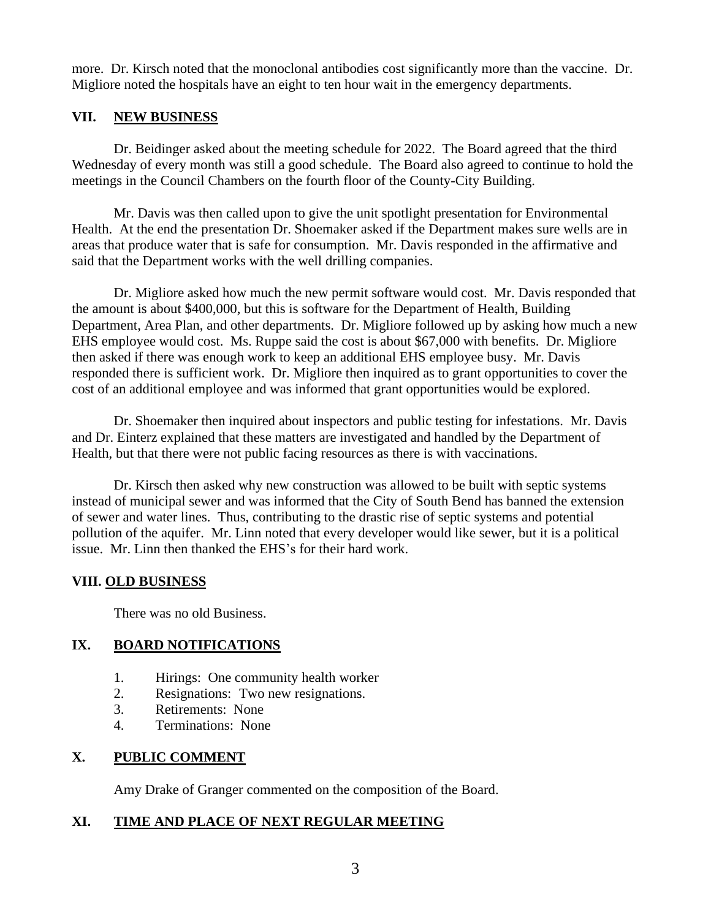more. Dr. Kirsch noted that the monoclonal antibodies cost significantly more than the vaccine. Dr. Migliore noted the hospitals have an eight to ten hour wait in the emergency departments.

## VII. NEW BUSINESS

Dr. Beidinger asked about the meeting schedule for 2022. The Board agreed that the third Wednesday of every month was still a good schedule. The Board also agreed to continue to hold the meetings in the Council Chambers on the fourth floor of the County-City Building.

Mr. Davis was then called upon to give the unit spotlight presentation for Environmental Health. At the end the presentation Dr. Shoemaker asked if the Department makes sure wells are in areas that produce water that is safe for consumption. Mr. Davis responded in the affirmative and said that the Department works with the well drilling companies.

Dr. Migliore asked how much the new permit software would cost. Mr. Davis responded that the amount is about $400,000, but this is software for the Department of Health, Building Department, Area Plan, and other departments. Dr. Migliore followed up by asking how much a new EHS employee would cost. Ms. Ruppe said the cost is about $67,000 with benefits. Dr. Migliore then asked if there was enough work to keep an additional EHS employee busy. Mr. Davis responded there is sufficient work. Dr. Migliore then inquired as to grant opportunities to cover the cost of an additional employee and was informed that grant opportunities would be explored.

Dr. Shoemaker then inquired about inspectors and public testing for infestations. Mr. Davis and Dr. Einterz explained that these matters are investigated and handled by the Department of Health, but that there were not public facing resources as there is with vaccinations.

Dr. Kirsch then asked why new construction was allowed to be built with septic systems instead of municipal sewer and was informed that the City of South Bend has banned the extension of sewer and water lines. Thus, contributing to the drastic rise of septic systems and potential pollution of the aquifer. Mr. Linn noted that every developer would like sewer, but it is a political issue. Mr. Linn then thanked the EHS's for their hard work.

## VIII. OLD BUSINESS

There was no old Business.

## IX. BOARD NOTIFICATIONS

1. Hirings: One community health worker
2. Resignations: Two new resignations.
3. Retirements: None
4. Terminations: None

## X. PUBLIC COMMENT

Amy Drake of Granger commented on the composition of the Board.

## XI. TIME AND PLACE OF NEXT REGULAR MEETING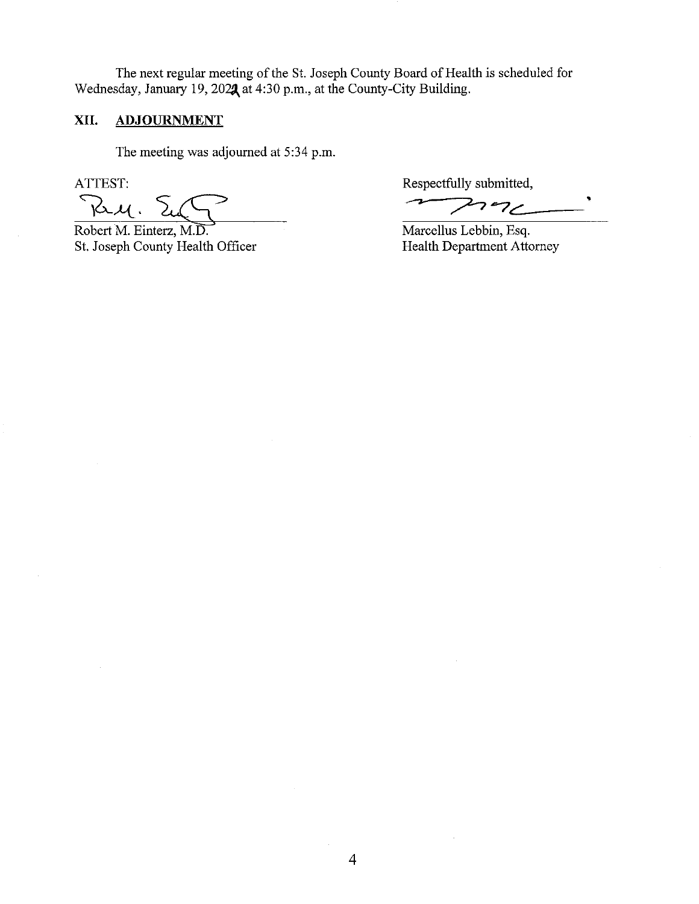The next regular meeting of the St. Joseph County Board of Health is scheduled for Wednesday, January 19, 2022 at 4:30 p.m., at the County-City Building.

## XII. ADJOURNMENT

The meeting was adjourned at 5:34 p.m.

ATTEST:

Robert M. Einterz, M.D.
St. Joseph County Health Officer

Respectfully submitted,

Marcellus Lebbin, Esq.
Health Department Attorney